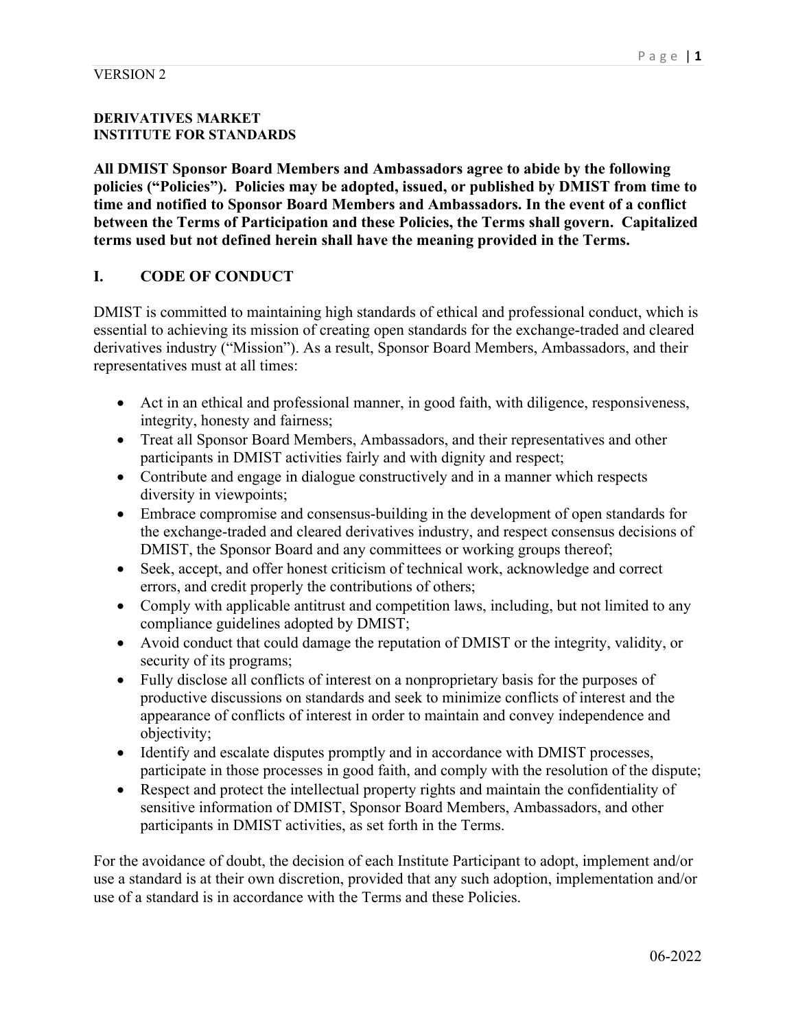VERSION 2

**DERIVATIVES MARKET**
**INSTITUTE FOR STANDARDS**

**All DMIST Sponsor Board Members and Ambassadors agree to abide by the following policies ("Policies"). Policies may be adopted, issued, or published by DMIST from time to time and notified to Sponsor Board Members and Ambassadors. In the event of a conflict between the Terms of Participation and these Policies, the Terms shall govern. Capitalized terms used but not defined herein shall have the meaning provided in the Terms.**

## I. CODE OF CONDUCT

DMIST is committed to maintaining high standards of ethical and professional conduct, which is essential to achieving its mission of creating open standards for the exchange-traded and cleared derivatives industry ("Mission"). As a result, Sponsor Board Members, Ambassadors, and their representatives must at all times:

- Act in an ethical and professional manner, in good faith, with diligence, responsiveness, integrity, honesty and fairness;
- Treat all Sponsor Board Members, Ambassadors, and their representatives and other participants in DMIST activities fairly and with dignity and respect;
- Contribute and engage in dialogue constructively and in a manner which respects diversity in viewpoints;
- Embrace compromise and consensus-building in the development of open standards for the exchange-traded and cleared derivatives industry, and respect consensus decisions of DMIST, the Sponsor Board and any committees or working groups thereof;
- Seek, accept, and offer honest criticism of technical work, acknowledge and correct errors, and credit properly the contributions of others;
- Comply with applicable antitrust and competition laws, including, but not limited to any compliance guidelines adopted by DMIST;
- Avoid conduct that could damage the reputation of DMIST or the integrity, validity, or security of its programs;
- Fully disclose all conflicts of interest on a nonproprietary basis for the purposes of productive discussions on standards and seek to minimize conflicts of interest and the appearance of conflicts of interest in order to maintain and convey independence and objectivity;
- Identify and escalate disputes promptly and in accordance with DMIST processes, participate in those processes in good faith, and comply with the resolution of the dispute;
- Respect and protect the intellectual property rights and maintain the confidentiality of sensitive information of DMIST, Sponsor Board Members, Ambassadors, and other participants in DMIST activities, as set forth in the Terms.

For the avoidance of doubt, the decision of each Institute Participant to adopt, implement and/or use a standard is at their own discretion, provided that any such adoption, implementation and/or use of a standard is in accordance with the Terms and these Policies.

06-2022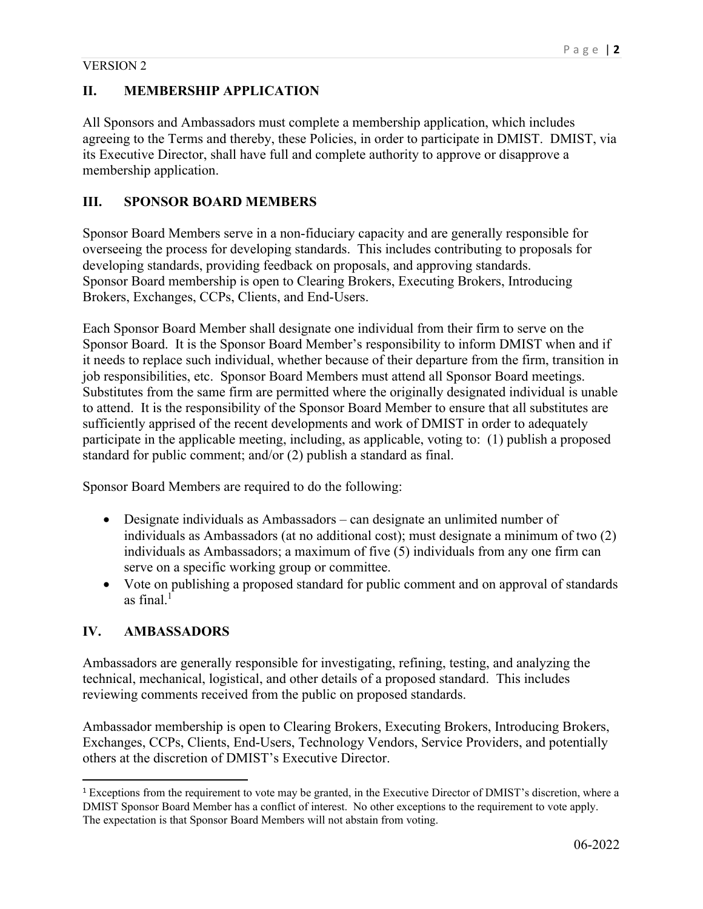VERSION 2

## II. MEMBERSHIP APPLICATION

All Sponsors and Ambassadors must complete a membership application, which includes agreeing to the Terms and thereby, these Policies, in order to participate in DMIST. DMIST, via its Executive Director, shall have full and complete authority to approve or disapprove a membership application.

## III. SPONSOR BOARD MEMBERS

Sponsor Board Members serve in a non-fiduciary capacity and are generally responsible for overseeing the process for developing standards. This includes contributing to proposals for developing standards, providing feedback on proposals, and approving standards. Sponsor Board membership is open to Clearing Brokers, Executing Brokers, Introducing Brokers, Exchanges, CCPs, Clients, and End-Users.

Each Sponsor Board Member shall designate one individual from their firm to serve on the Sponsor Board. It is the Sponsor Board Member's responsibility to inform DMIST when and if it needs to replace such individual, whether because of their departure from the firm, transition in job responsibilities, etc. Sponsor Board Members must attend all Sponsor Board meetings. Substitutes from the same firm are permitted where the originally designated individual is unable to attend. It is the responsibility of the Sponsor Board Member to ensure that all substitutes are sufficiently apprised of the recent developments and work of DMIST in order to adequately participate in the applicable meeting, including, as applicable, voting to: (1) publish a proposed standard for public comment; and/or (2) publish a standard as final.

Sponsor Board Members are required to do the following:

- Designate individuals as Ambassadors – can designate an unlimited number of individuals as Ambassadors (at no additional cost); must designate a minimum of two (2) individuals as Ambassadors; a maximum of five (5) individuals from any one firm can serve on a specific working group or committee.
- Vote on publishing a proposed standard for public comment and on approval of standards as final.[1]

## IV. AMBASSADORS

Ambassadors are generally responsible for investigating, refining, testing, and analyzing the technical, mechanical, logistical, and other details of a proposed standard. This includes reviewing comments received from the public on proposed standards.

Ambassador membership is open to Clearing Brokers, Executing Brokers, Introducing Brokers, Exchanges, CCPs, Clients, End-Users, Technology Vendors, Service Providers, and potentially others at the discretion of DMIST's Executive Director.

---

[1] Exceptions from the requirement to vote may be granted, in the Executive Director of DMIST's discretion, where a DMIST Sponsor Board Member has a conflict of interest. No other exceptions to the requirement to vote apply. The expectation is that Sponsor Board Members will not abstain from voting.

06-2022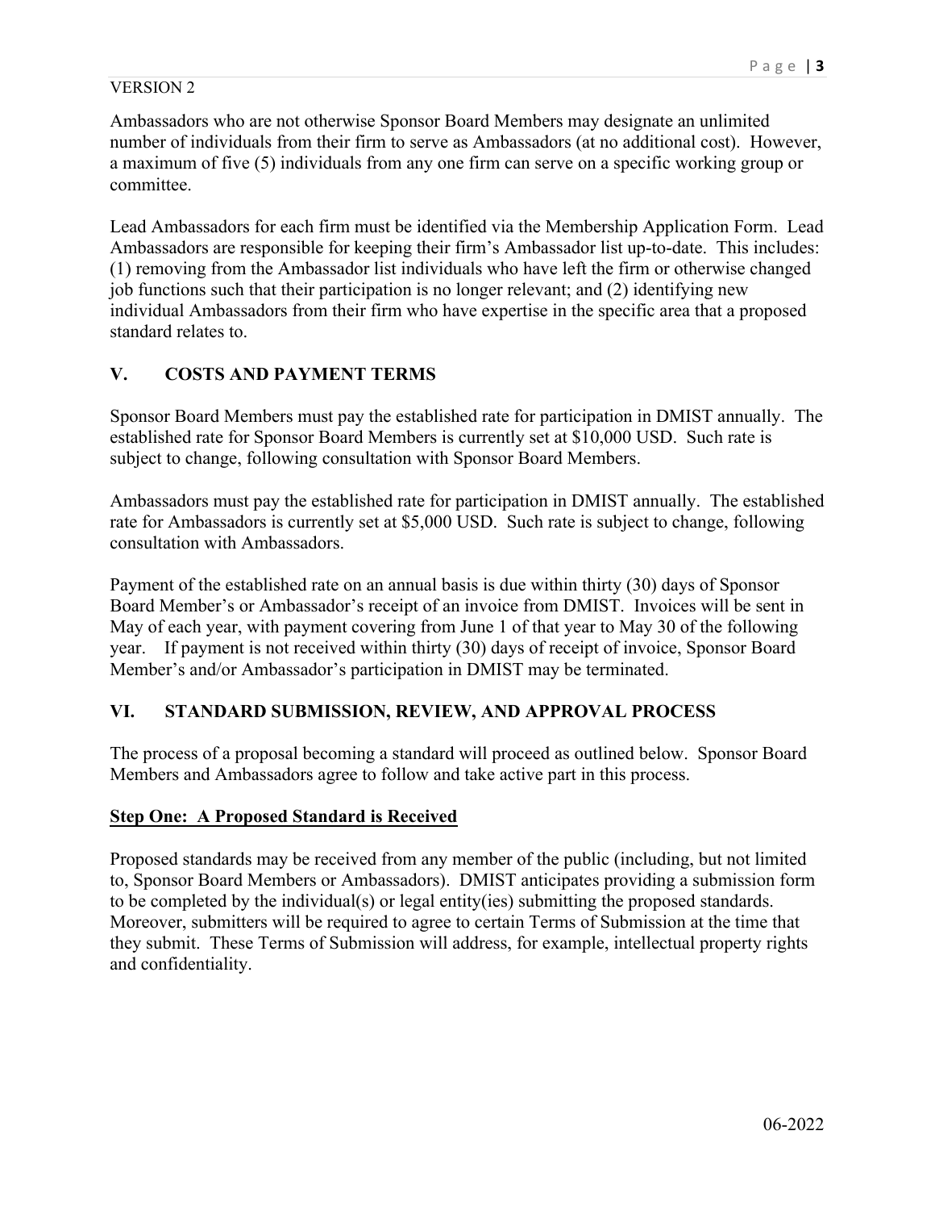Ambassadors who are not otherwise Sponsor Board Members may designate an unlimited number of individuals from their firm to serve as Ambassadors (at no additional cost). However, a maximum of five (5) individuals from any one firm can serve on a specific working group or committee.

Lead Ambassadors for each firm must be identified via the Membership Application Form. Lead Ambassadors are responsible for keeping their firm's Ambassador list up-to-date. This includes: (1) removing from the Ambassador list individuals who have left the firm or otherwise changed job functions such that their participation is no longer relevant; and (2) identifying new individual Ambassadors from their firm who have expertise in the specific area that a proposed standard relates to.

## V. COSTS AND PAYMENT TERMS

Sponsor Board Members must pay the established rate for participation in DMIST annually. The established rate for Sponsor Board Members is currently set at $10,000 USD. Such rate is subject to change, following consultation with Sponsor Board Members.

Ambassadors must pay the established rate for participation in DMIST annually. The established rate for Ambassadors is currently set at $5,000 USD. Such rate is subject to change, following consultation with Ambassadors.

Payment of the established rate on an annual basis is due within thirty (30) days of Sponsor Board Member's or Ambassador's receipt of an invoice from DMIST. Invoices will be sent in May of each year, with payment covering from June 1 of that year to May 30 of the following year. If payment is not received within thirty (30) days of receipt of invoice, Sponsor Board Member's and/or Ambassador's participation in DMIST may be terminated.

## VI. STANDARD SUBMISSION, REVIEW, AND APPROVAL PROCESS

The process of a proposal becoming a standard will proceed as outlined below. Sponsor Board Members and Ambassadors agree to follow and take active part in this process.

### Step One: A Proposed Standard is Received

Proposed standards may be received from any member of the public (including, but not limited to, Sponsor Board Members or Ambassadors). DMIST anticipates providing a submission form to be completed by the individual(s) or legal entity(ies) submitting the proposed standards. Moreover, submitters will be required to agree to certain Terms of Submission at the time that they submit. These Terms of Submission will address, for example, intellectual property rights and confidentiality.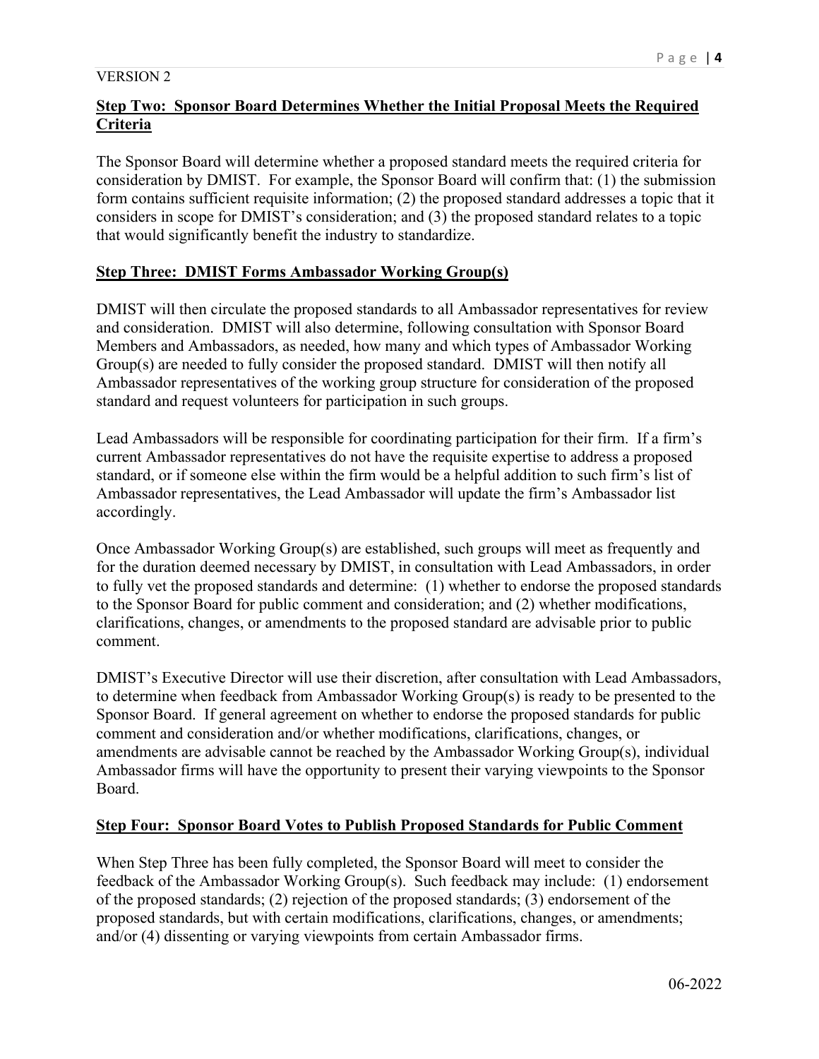## Step Two: Sponsor Board Determines Whether the Initial Proposal Meets the Required Criteria

The Sponsor Board will determine whether a proposed standard meets the required criteria for consideration by DMIST. For example, the Sponsor Board will confirm that: (1) the submission form contains sufficient requisite information; (2) the proposed standard addresses a topic that it considers in scope for DMIST's consideration; and (3) the proposed standard relates to a topic that would significantly benefit the industry to standardize.

## Step Three: DMIST Forms Ambassador Working Group(s)

DMIST will then circulate the proposed standards to all Ambassador representatives for review and consideration. DMIST will also determine, following consultation with Sponsor Board Members and Ambassadors, as needed, how many and which types of Ambassador Working Group(s) are needed to fully consider the proposed standard. DMIST will then notify all Ambassador representatives of the working group structure for consideration of the proposed standard and request volunteers for participation in such groups.

Lead Ambassadors will be responsible for coordinating participation for their firm. If a firm's current Ambassador representatives do not have the requisite expertise to address a proposed standard, or if someone else within the firm would be a helpful addition to such firm's list of Ambassador representatives, the Lead Ambassador will update the firm's Ambassador list accordingly.

Once Ambassador Working Group(s) are established, such groups will meet as frequently and for the duration deemed necessary by DMIST, in consultation with Lead Ambassadors, in order to fully vet the proposed standards and determine: (1) whether to endorse the proposed standards to the Sponsor Board for public comment and consideration; and (2) whether modifications, clarifications, changes, or amendments to the proposed standard are advisable prior to public comment.

DMIST's Executive Director will use their discretion, after consultation with Lead Ambassadors, to determine when feedback from Ambassador Working Group(s) is ready to be presented to the Sponsor Board. If general agreement on whether to endorse the proposed standards for public comment and consideration and/or whether modifications, clarifications, changes, or amendments are advisable cannot be reached by the Ambassador Working Group(s), individual Ambassador firms will have the opportunity to present their varying viewpoints to the Sponsor Board.

## Step Four: Sponsor Board Votes to Publish Proposed Standards for Public Comment

When Step Three has been fully completed, the Sponsor Board will meet to consider the feedback of the Ambassador Working Group(s). Such feedback may include: (1) endorsement of the proposed standards; (2) rejection of the proposed standards; (3) endorsement of the proposed standards, but with certain modifications, clarifications, changes, or amendments; and/or (4) dissenting or varying viewpoints from certain Ambassador firms.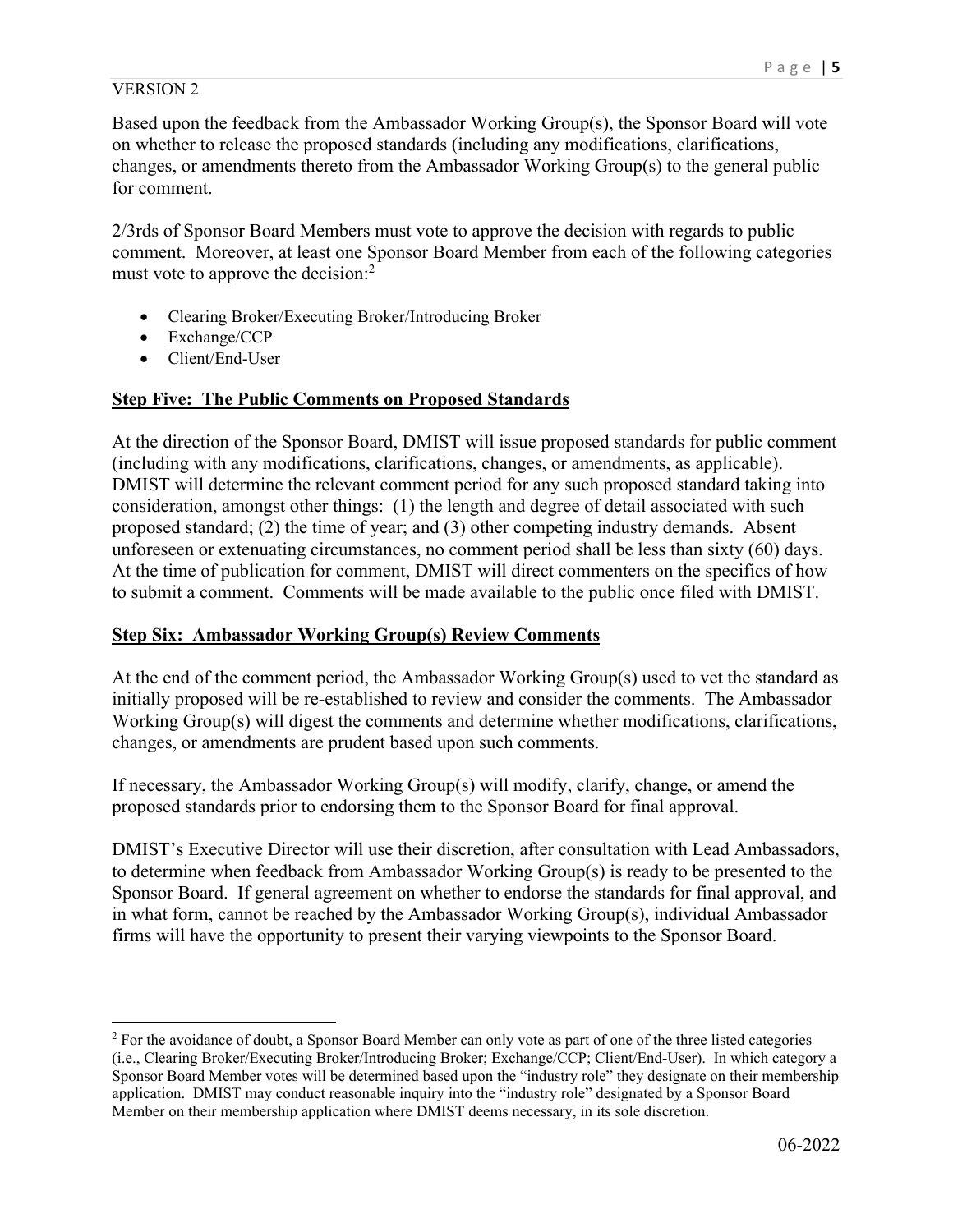Based upon the feedback from the Ambassador Working Group(s), the Sponsor Board will vote on whether to release the proposed standards (including any modifications, clarifications, changes, or amendments thereto from the Ambassador Working Group(s) to the general public for comment.

2/3rds of Sponsor Board Members must vote to approve the decision with regards to public comment. Moreover, at least one Sponsor Board Member from each of the following categories must vote to approve the decision:[2]

- Clearing Broker/Executing Broker/Introducing Broker
- Exchange/CCP
- Client/End-User

**Step Five: The Public Comments on Proposed Standards**

At the direction of the Sponsor Board, DMIST will issue proposed standards for public comment (including with any modifications, clarifications, changes, or amendments, as applicable). DMIST will determine the relevant comment period for any such proposed standard taking into consideration, amongst other things: (1) the length and degree of detail associated with such proposed standard; (2) the time of year; and (3) other competing industry demands. Absent unforeseen or extenuating circumstances, no comment period shall be less than sixty (60) days. At the time of publication for comment, DMIST will direct commenters on the specifics of how to submit a comment. Comments will be made available to the public once filed with DMIST.

**Step Six: Ambassador Working Group(s) Review Comments**

At the end of the comment period, the Ambassador Working Group(s) used to vet the standard as initially proposed will be re-established to review and consider the comments. The Ambassador Working Group(s) will digest the comments and determine whether modifications, clarifications, changes, or amendments are prudent based upon such comments.

If necessary, the Ambassador Working Group(s) will modify, clarify, change, or amend the proposed standards prior to endorsing them to the Sponsor Board for final approval.

DMIST's Executive Director will use their discretion, after consultation with Lead Ambassadors, to determine when feedback from Ambassador Working Group(s) is ready to be presented to the Sponsor Board. If general agreement on whether to endorse the standards for final approval, and in what form, cannot be reached by the Ambassador Working Group(s), individual Ambassador firms will have the opportunity to present their varying viewpoints to the Sponsor Board.

---

[2] For the avoidance of doubt, a Sponsor Board Member can only vote as part of one of the three listed categories (i.e., Clearing Broker/Executing Broker/Introducing Broker; Exchange/CCP; Client/End-User). In which category a Sponsor Board Member votes will be determined based upon the "industry role" they designate on their membership application. DMIST may conduct reasonable inquiry into the "industry role" designated by a Sponsor Board Member on their membership application where DMIST deems necessary, in its sole discretion.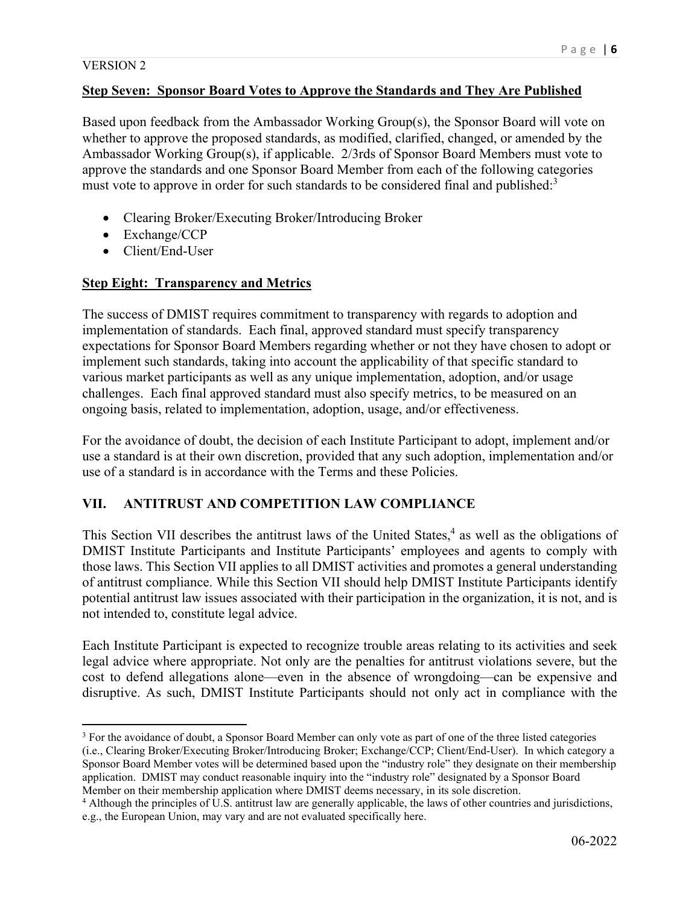VERSION 2

**Step Seven: Sponsor Board Votes to Approve the Standards and They Are Published**

Based upon feedback from the Ambassador Working Group(s), the Sponsor Board will vote on whether to approve the proposed standards, as modified, clarified, changed, or amended by the Ambassador Working Group(s), if applicable. 2/3rds of Sponsor Board Members must vote to approve the standards and one Sponsor Board Member from each of the following categories must vote to approve in order for such standards to be considered final and published:[3]

- Clearing Broker/Executing Broker/Introducing Broker
- Exchange/CCP
- Client/End-User

**Step Eight: Transparency and Metrics**

The success of DMIST requires commitment to transparency with regards to adoption and implementation of standards. Each final, approved standard must specify transparency expectations for Sponsor Board Members regarding whether or not they have chosen to adopt or implement such standards, taking into account the applicability of that specific standard to various market participants as well as any unique implementation, adoption, and/or usage challenges. Each final approved standard must also specify metrics, to be measured on an ongoing basis, related to implementation, adoption, usage, and/or effectiveness.

For the avoidance of doubt, the decision of each Institute Participant to adopt, implement and/or use a standard is at their own discretion, provided that any such adoption, implementation and/or use of a standard is in accordance with the Terms and these Policies.

## VII. ANTITRUST AND COMPETITION LAW COMPLIANCE

This Section VII describes the antitrust laws of the United States,[4] as well as the obligations of DMIST Institute Participants and Institute Participants' employees and agents to comply with those laws. This Section VII applies to all DMIST activities and promotes a general understanding of antitrust compliance. While this Section VII should help DMIST Institute Participants identify potential antitrust law issues associated with their participation in the organization, it is not, and is not intended to, constitute legal advice.

Each Institute Participant is expected to recognize trouble areas relating to its activities and seek legal advice where appropriate. Not only are the penalties for antitrust violations severe, but the cost to defend allegations alone—even in the absence of wrongdoing—can be expensive and disruptive. As such, DMIST Institute Participants should not only act in compliance with the

---

[3] For the avoidance of doubt, a Sponsor Board Member can only vote as part of one of the three listed categories (i.e., Clearing Broker/Executing Broker/Introducing Broker; Exchange/CCP; Client/End-User). In which category a Sponsor Board Member votes will be determined based upon the "industry role" they designate on their membership application. DMIST may conduct reasonable inquiry into the "industry role" designated by a Sponsor Board Member on their membership application where DMIST deems necessary, in its sole discretion.

[4] Although the principles of U.S. antitrust law are generally applicable, the laws of other countries and jurisdictions, e.g., the European Union, may vary and are not evaluated specifically here.

06-2022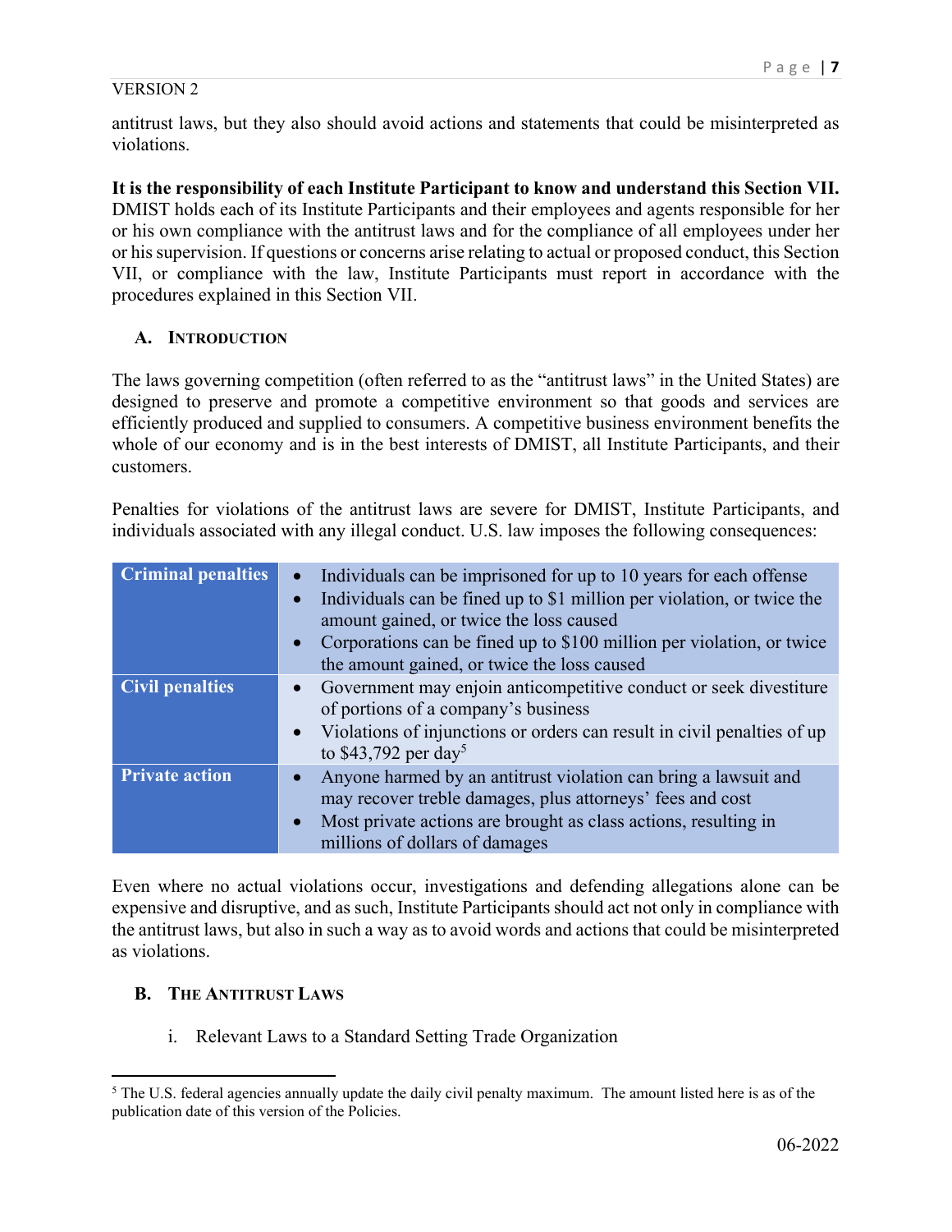VERSION 2

antitrust laws, but they also should avoid actions and statements that could be misinterpreted as violations.

**It is the responsibility of each Institute Participant to know and understand this Section VII.** DMIST holds each of its Institute Participants and their employees and agents responsible for her or his own compliance with the antitrust laws and for the compliance of all employees under her or his supervision. If questions or concerns arise relating to actual or proposed conduct, this Section VII, or compliance with the law, Institute Participants must report in accordance with the procedures explained in this Section VII.

### A. Introduction

The laws governing competition (often referred to as the "antitrust laws" in the United States) are designed to preserve and promote a competitive environment so that goods and services are efficiently produced and supplied to consumers. A competitive business environment benefits the whole of our economy and is in the best interests of DMIST, all Institute Participants, and their customers.

Penalties for violations of the antitrust laws are severe for DMIST, Institute Participants, and individuals associated with any illegal conduct. U.S. law imposes the following consequences:

| | |
|---|---|
| **Criminal penalties** | • Individuals can be imprisoned for up to 10 years for each offense<br>• Individuals can be fined up to $1 million per violation, or twice the amount gained, or twice the loss caused<br>• Corporations can be fined up to $100 million per violation, or twice the amount gained, or twice the loss caused |
| **Civil penalties** | • Government may enjoin anticompetitive conduct or seek divestiture of portions of a company's business<br>• Violations of injunctions or orders can result in civil penalties of up to $43,792 per day[5] |
| **Private action** | • Anyone harmed by an antitrust violation can bring a lawsuit and may recover treble damages, plus attorneys' fees and cost<br>• Most private actions are brought as class actions, resulting in millions of dollars of damages |

Even where no actual violations occur, investigations and defending allegations alone can be expensive and disruptive, and as such, Institute Participants should act not only in compliance with the antitrust laws, but also in such a way as to avoid words and actions that could be misinterpreted as violations.

### B. The Antitrust Laws

i. Relevant Laws to a Standard Setting Trade Organization

[5] The U.S. federal agencies annually update the daily civil penalty maximum. The amount listed here is as of the publication date of this version of the Policies.

06-2022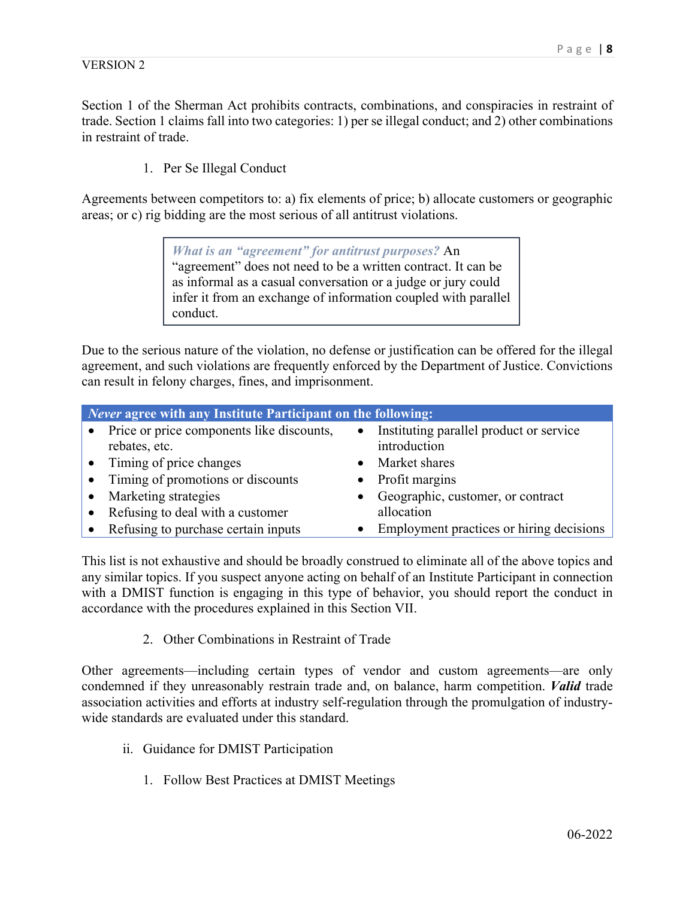VERSION 2

Section 1 of the Sherman Act prohibits contracts, combinations, and conspiracies in restraint of trade. Section 1 claims fall into two categories: 1) per se illegal conduct; and 2) other combinations in restraint of trade.

1. Per Se Illegal Conduct

Agreements between competitors to: a) fix elements of price; b) allocate customers or geographic areas; or c) rig bidding are the most serious of all antitrust violations.

> ***What is an "agreement" for antitrust purposes?*** An "agreement" does not need to be a written contract. It can be as informal as a casual conversation or a judge or jury could infer it from an exchange of information coupled with parallel conduct.

Due to the serious nature of the violation, no defense or justification can be offered for the illegal agreement, and such violations are frequently enforced by the Department of Justice. Convictions can result in felony charges, fines, and imprisonment.

| ***Never*** **agree with any Institute Participant on the following:** | |
|---|---|
| • Price or price components like discounts, rebates, etc. | • Instituting parallel product or service introduction |
| • Timing of price changes | • Market shares |
| • Timing of promotions or discounts | • Profit margins |
| • Marketing strategies | • Geographic, customer, or contract allocation |
| • Refusing to deal with a customer | |
| • Refusing to purchase certain inputs | • Employment practices or hiring decisions |

This list is not exhaustive and should be broadly construed to eliminate all of the above topics and any similar topics. If you suspect anyone acting on behalf of an Institute Participant in connection with a DMIST function is engaging in this type of behavior, you should report the conduct in accordance with the procedures explained in this Section VII.

2. Other Combinations in Restraint of Trade

Other agreements—including certain types of vendor and custom agreements—are only condemned if they unreasonably restrain trade and, on balance, harm competition. ***Valid*** trade association activities and efforts at industry self-regulation through the promulgation of industry-wide standards are evaluated under this standard.

ii. Guidance for DMIST Participation

1. Follow Best Practices at DMIST Meetings

06-2022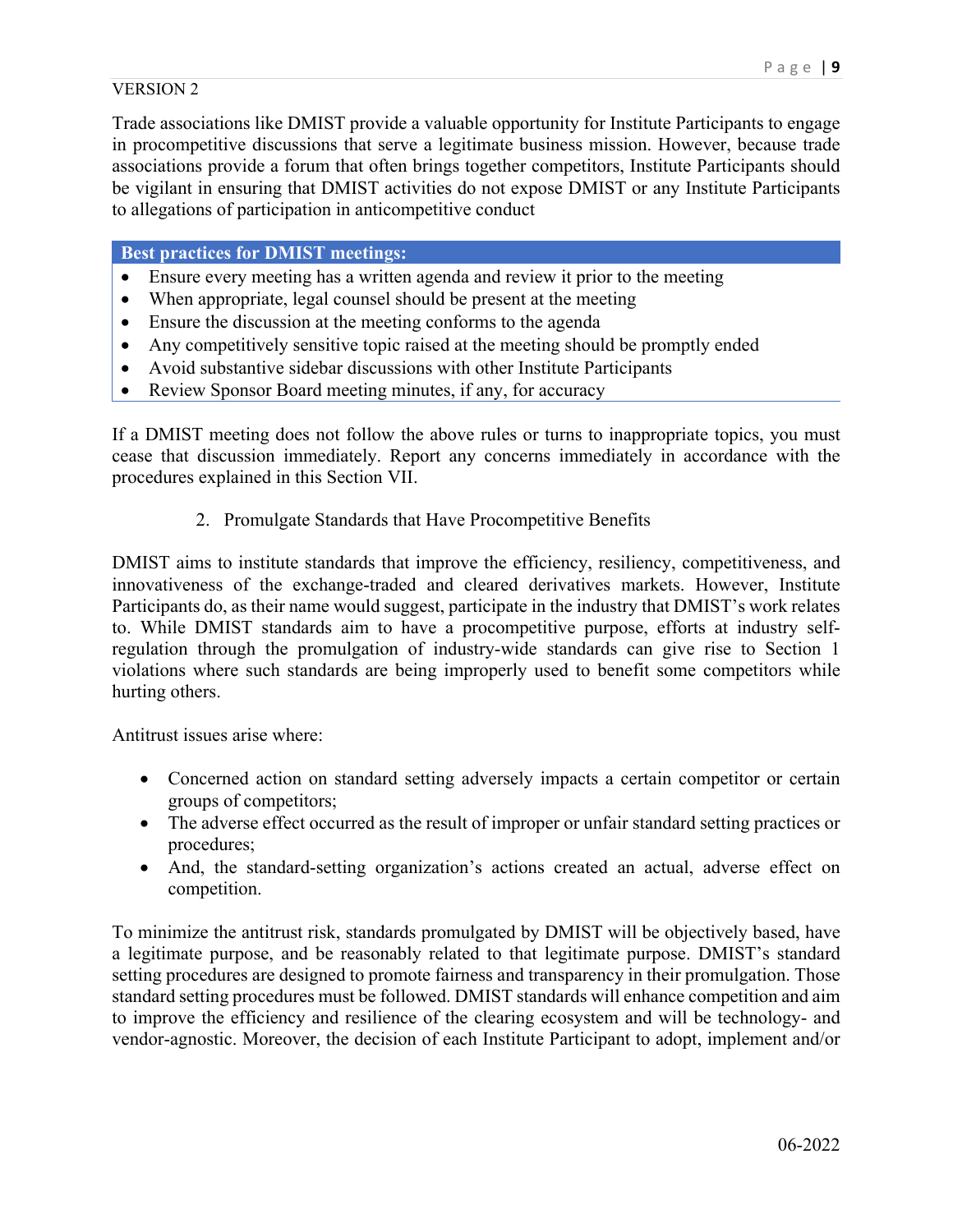VERSION 2

Trade associations like DMIST provide a valuable opportunity for Institute Participants to engage in procompetitive discussions that serve a legitimate business mission. However, because trade associations provide a forum that often brings together competitors, Institute Participants should be vigilant in ensuring that DMIST activities do not expose DMIST or any Institute Participants to allegations of participation in anticompetitive conduct

**Best practices for DMIST meetings:**

- Ensure every meeting has a written agenda and review it prior to the meeting
- When appropriate, legal counsel should be present at the meeting
- Ensure the discussion at the meeting conforms to the agenda
- Any competitively sensitive topic raised at the meeting should be promptly ended
- Avoid substantive sidebar discussions with other Institute Participants
- Review Sponsor Board meeting minutes, if any, for accuracy

If a DMIST meeting does not follow the above rules or turns to inappropriate topics, you must cease that discussion immediately. Report any concerns immediately in accordance with the procedures explained in this Section VII.

2. Promulgate Standards that Have Procompetitive Benefits

DMIST aims to institute standards that improve the efficiency, resiliency, competitiveness, and innovativeness of the exchange-traded and cleared derivatives markets. However, Institute Participants do, as their name would suggest, participate in the industry that DMIST's work relates to. While DMIST standards aim to have a procompetitive purpose, efforts at industry self-regulation through the promulgation of industry-wide standards can give rise to Section 1 violations where such standards are being improperly used to benefit some competitors while hurting others.

Antitrust issues arise where:

- Concerned action on standard setting adversely impacts a certain competitor or certain groups of competitors;
- The adverse effect occurred as the result of improper or unfair standard setting practices or procedures;
- And, the standard-setting organization's actions created an actual, adverse effect on competition.

To minimize the antitrust risk, standards promulgated by DMIST will be objectively based, have a legitimate purpose, and be reasonably related to that legitimate purpose. DMIST's standard setting procedures are designed to promote fairness and transparency in their promulgation. Those standard setting procedures must be followed. DMIST standards will enhance competition and aim to improve the efficiency and resilience of the clearing ecosystem and will be technology- and vendor-agnostic. Moreover, the decision of each Institute Participant to adopt, implement and/or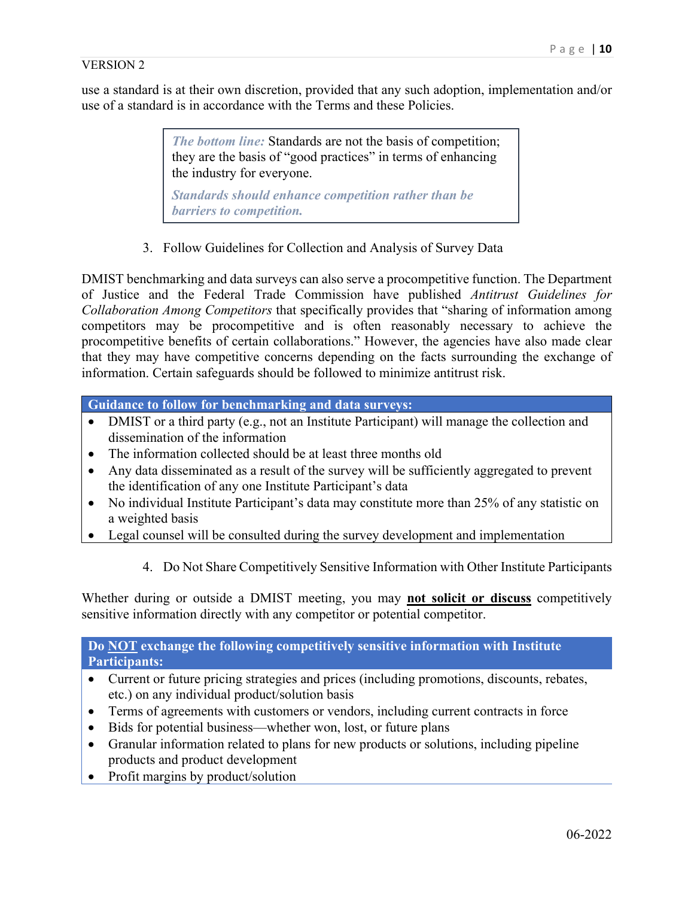use a standard is at their own discretion, provided that any such adoption, implementation and/or use of a standard is in accordance with the Terms and these Policies.

> ***The bottom line:*** Standards are not the basis of competition; they are the basis of "good practices" in terms of enhancing the industry for everyone.
>
> ***Standards should enhance competition rather than be barriers to competition.***

3. Follow Guidelines for Collection and Analysis of Survey Data

DMIST benchmarking and data surveys can also serve a procompetitive function. The Department of Justice and the Federal Trade Commission have published *Antitrust Guidelines for Collaboration Among Competitors* that specifically provides that "sharing of information among competitors may be procompetitive and is often reasonably necessary to achieve the procompetitive benefits of certain collaborations." However, the agencies have also made clear that they may have competitive concerns depending on the facts surrounding the exchange of information. Certain safeguards should be followed to minimize antitrust risk.

**Guidance to follow for benchmarking and data surveys:**

- DMIST or a third party (e.g., not an Institute Participant) will manage the collection and dissemination of the information
- The information collected should be at least three months old
- Any data disseminated as a result of the survey will be sufficiently aggregated to prevent the identification of any one Institute Participant's data
- No individual Institute Participant's data may constitute more than 25% of any statistic on a weighted basis
- Legal counsel will be consulted during the survey development and implementation

4. Do Not Share Competitively Sensitive Information with Other Institute Participants

Whether during or outside a DMIST meeting, you may **<u>not solicit or discuss</u>** competitively sensitive information directly with any competitor or potential competitor.

**Do <u>NOT</u> exchange the following competitively sensitive information with Institute Participants:**

- Current or future pricing strategies and prices (including promotions, discounts, rebates, etc.) on any individual product/solution basis
- Terms of agreements with customers or vendors, including current contracts in force
- Bids for potential business—whether won, lost, or future plans
- Granular information related to plans for new products or solutions, including pipeline products and product development
- Profit margins by product/solution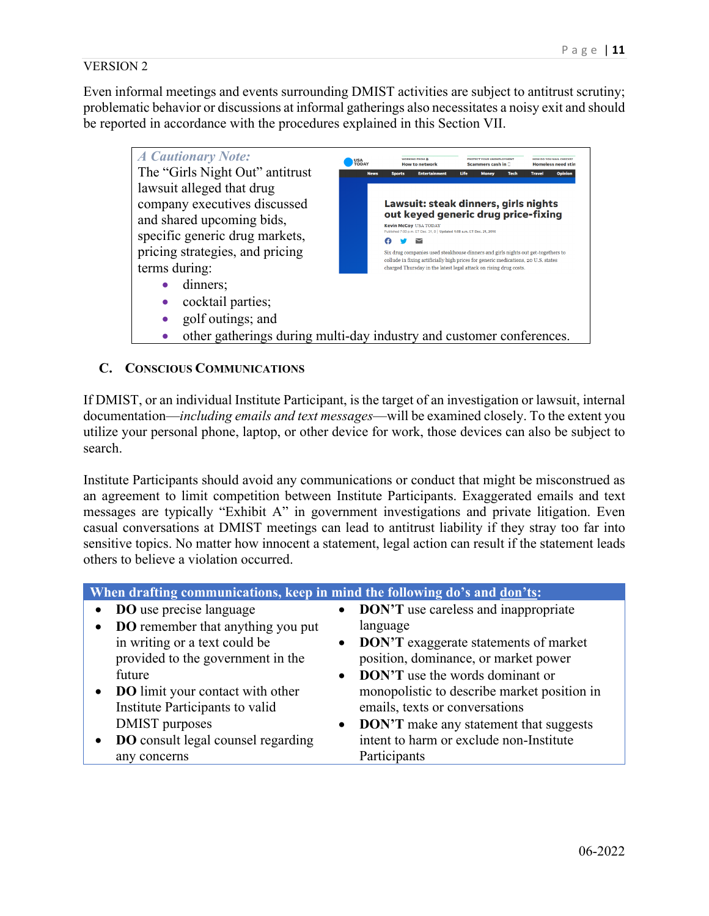VERSION 2

Even informal meetings and events surrounding DMIST activities are subject to antitrust scrutiny; problematic behavior or discussions at informal gatherings also necessitates a noisy exit and should be reported in accordance with the procedures explained in this Section VII.

> ***A Cautionary Note:***
>
> The "Girls Night Out" antitrust lawsuit alleged that drug company executives discussed and shared upcoming bids, specific generic drug markets, pricing strategies, and pricing terms during:
>
> - dinners;
> - cocktail parties;
> - golf outings; and
> - other gatherings during multi-day industry and customer conferences.

### C. Conscious Communications

If DMIST, or an individual Institute Participant, is the target of an investigation or lawsuit, internal documentation—*including emails and text messages*—will be examined closely. To the extent you utilize your personal phone, laptop, or other device for work, those devices can also be subject to search.

Institute Participants should avoid any communications or conduct that might be misconstrued as an agreement to limit competition between Institute Participants. Exaggerated emails and text messages are typically "Exhibit A" in government investigations and private litigation. Even casual conversations at DMIST meetings can lead to antitrust liability if they stray too far into sensitive topics. No matter how innocent a statement, legal action can result if the statement leads others to believe a violation occurred.

**When drafting communications, keep in mind the following do's and don'ts:**

- **DO** use precise language
- **DO** remember that anything you put in writing or a text could be provided to the government in the future
- **DO** limit your contact with other Institute Participants to valid DMIST purposes
- **DO** consult legal counsel regarding any concerns
- **DON'T** use careless and inappropriate language
- **DON'T** exaggerate statements of market position, dominance, or market power
- **DON'T** use the words dominant or monopolistic to describe market position in emails, texts or conversations
- **DON'T** make any statement that suggests intent to harm or exclude non-Institute Participants

06-2022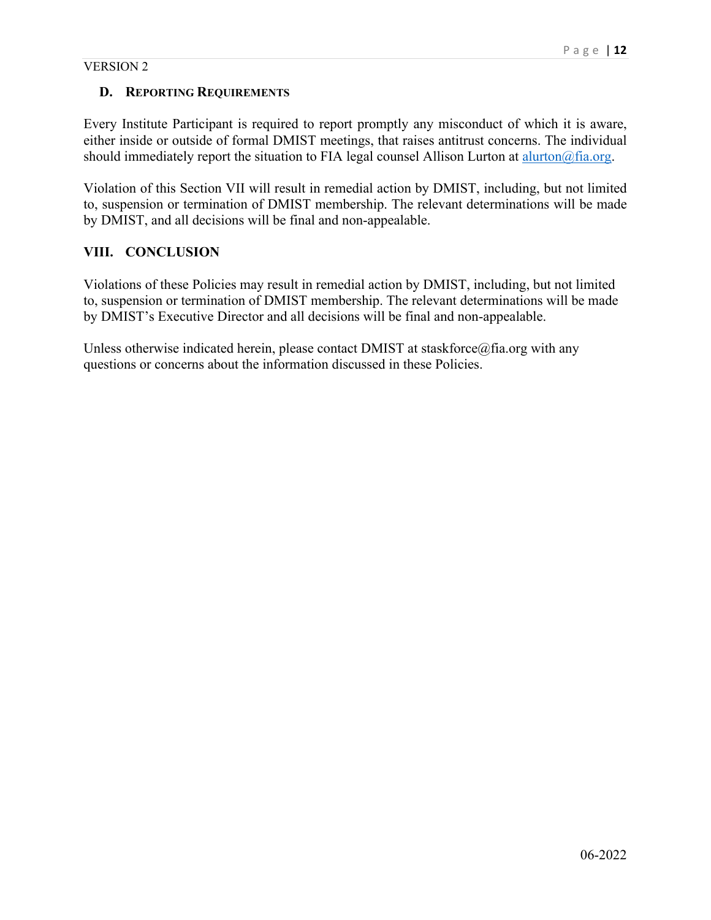### D. Reporting Requirements

Every Institute Participant is required to report promptly any misconduct of which it is aware, either inside or outside of formal DMIST meetings, that raises antitrust concerns. The individual should immediately report the situation to FIA legal counsel Allison Lurton at alurton@fia.org.

Violation of this Section VII will result in remedial action by DMIST, including, but not limited to, suspension or termination of DMIST membership. The relevant determinations will be made by DMIST, and all decisions will be final and non-appealable.

## VIII. CONCLUSION

Violations of these Policies may result in remedial action by DMIST, including, but not limited to, suspension or termination of DMIST membership. The relevant determinations will be made by DMIST's Executive Director and all decisions will be final and non-appealable.

Unless otherwise indicated herein, please contact DMIST at staskforce@fia.org with any questions or concerns about the information discussed in these Policies.